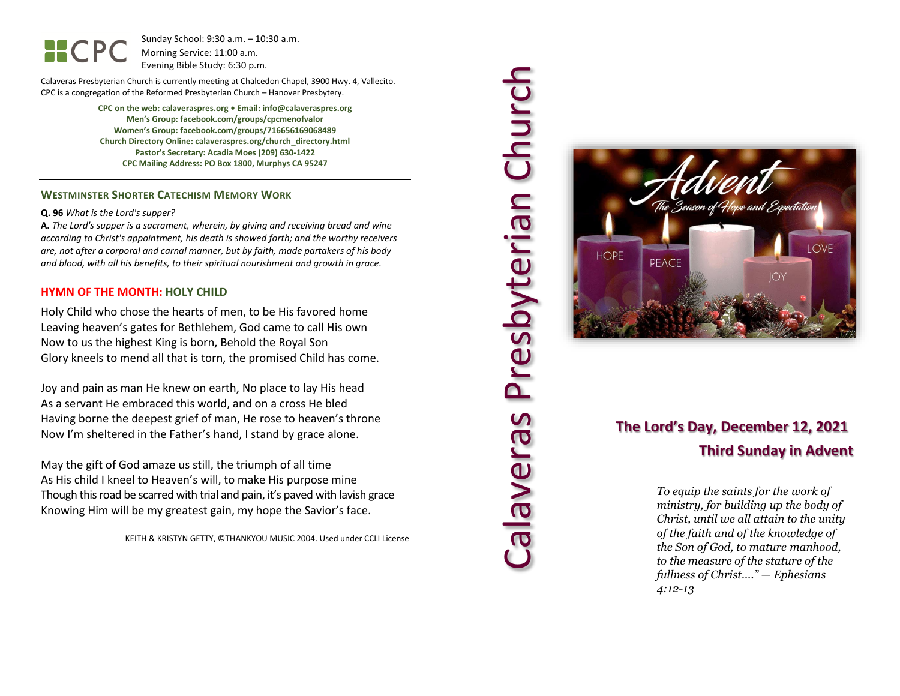CPC

Sunday School: 9:30 a.m. – 10:30 a.m.
Morning Service: 11:00 a.m.
Evening Bible Study: 6:30 p.m.

Calaveras Presbyterian Church is currently meeting at Chalcedon Chapel, 3900 Hwy. 4, Vallecito.
CPC is a congregation of the Reformed Presbyterian Church – Hanover Presbytery.

**CPC on the web: calaveraspres.org • Email: info@calaveraspres.org**
**Men's Group: facebook.com/groups/cpcmenofvalor**
**Women's Group: facebook.com/groups/716656169068489**
**Church Directory Online: calaveraspres.org/church_directory.html**
**Pastor's Secretary: Acadia Moes (209) 630-1422**
**CPC Mailing Address: PO Box 1800, Murphys CA 95247**

---

## WESTMINSTER SHORTER CATECHISM MEMORY WORK

**Q. 96** *What is the Lord's supper?*

**A.** *The Lord's supper is a sacrament, wherein, by giving and receiving bread and wine according to Christ's appointment, his death is showed forth; and the worthy receivers are, not after a corporal and carnal manner, but by faith, made partakers of his body and blood, with all his benefits, to their spiritual nourishment and growth in grace.*

## HYMN OF THE MONTH: HOLY CHILD

Holy Child who chose the hearts of men, to be His favored home
Leaving heaven's gates for Bethlehem, God came to call His own
Now to us the highest King is born, Behold the Royal Son
Glory kneels to mend all that is torn, the promised Child has come.

Joy and pain as man He knew on earth, No place to lay His head
As a servant He embraced this world, and on a cross He bled
Having borne the deepest grief of man, He rose to heaven's throne
Now I'm sheltered in the Father's hand, I stand by grace alone.

May the gift of God amaze us still, the triumph of all time
As His child I kneel to Heaven's will, to make His purpose mine
Though this road be scarred with trial and pain, it's paved with lavish grace
Knowing Him will be my greatest gain, my hope the Savior's face.

KEITH & KRISTYN GETTY, ©THANKYOU MUSIC 2004. Used under CCLI License

# Calaveras Presbyterian Church

Advent
The Season of Hope and Expectation

## The Lord's Day, December 12, 2021
## Third Sunday in Advent

*To equip the saints for the work of ministry, for building up the body of Christ, until we all attain to the unity of the faith and of the knowledge of the Son of God, to mature manhood, to the measure of the stature of the fullness of Christ…." — Ephesians 4:12-13*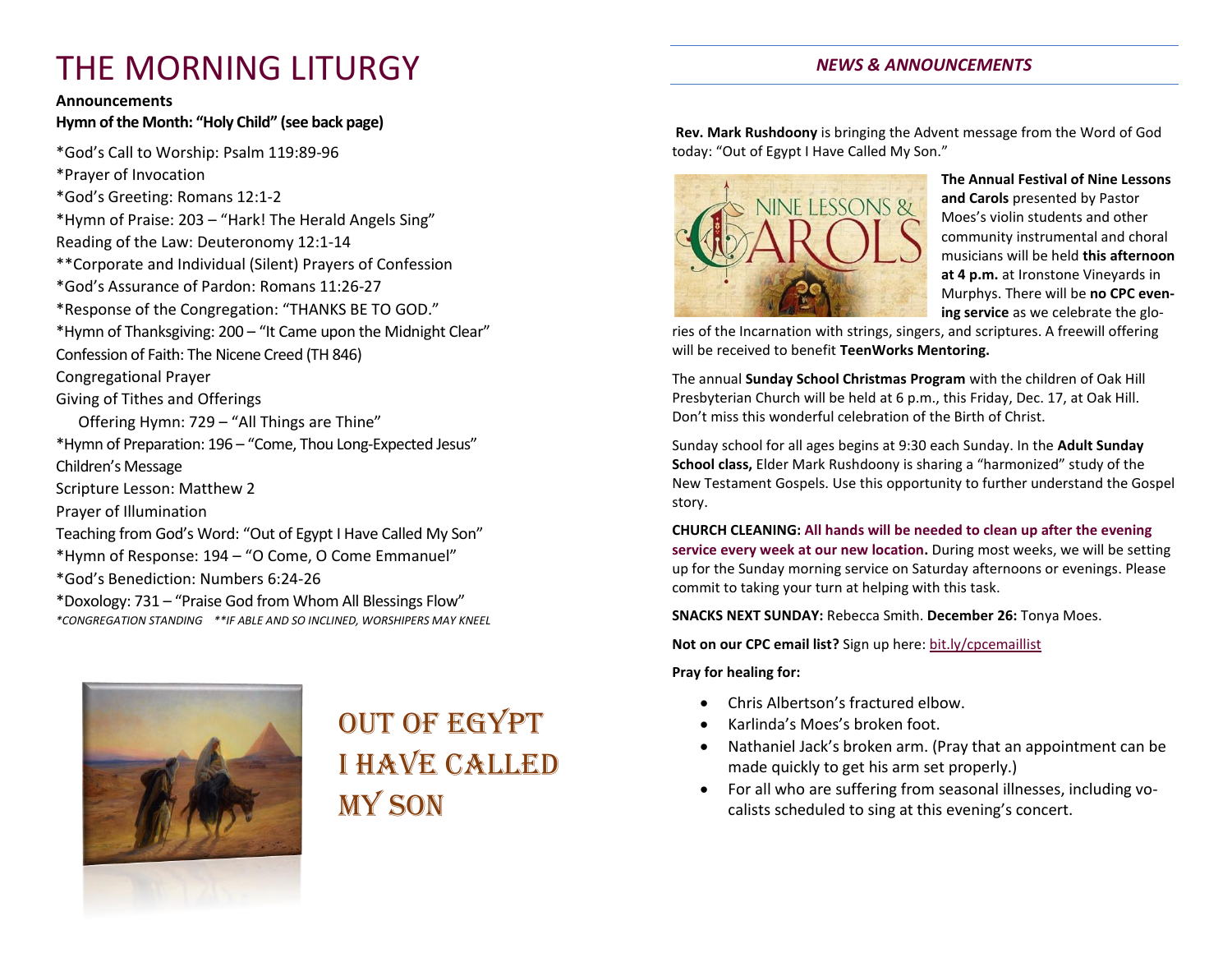# THE MORNING LITURGY

**Announcements**

**Hymn of the Month: "Holy Child" (see back page)**

*God's Call to Worship: Psalm 119:89-96
*Prayer of Invocation
*God's Greeting: Romans 12:1-2
*Hymn of Praise: 203 – "Hark! The Herald Angels Sing"
Reading of the Law: Deuteronomy 12:1-14
**Corporate and Individual (Silent) Prayers of Confession
*God's Assurance of Pardon: Romans 11:26-27
*Response of the Congregation: "THANKS BE TO GOD."
*Hymn of Thanksgiving: 200 – "It Came upon the Midnight Clear"
Confession of Faith: The Nicene Creed (TH 846)
Congregational Prayer
Giving of Tithes and Offerings
Offering Hymn: 729 – "All Things are Thine"
*Hymn of Preparation: 196 – "Come, Thou Long-Expected Jesus"
Children's Message
Scripture Lesson: Matthew 2
Prayer of Illumination
Teaching from God's Word: "Out of Egypt I Have Called My Son"
*Hymn of Response: 194 – "O Come, O Come Emmanuel"
*God's Benediction: Numbers 6:24-26
*Doxology: 731 – "Praise God from Whom All Blessings Flow"

*\*CONGREGATION STANDING \*\*IF ABLE AND SO INCLINED, WORSHIPERS MAY KNEEL*

OUT OF EGYPT I HAVE CALLED MY SON

## *NEWS & ANNOUNCEMENTS*

**Rev. Mark Rushdoony** is bringing the Advent message from the Word of God today: "Out of Egypt I Have Called My Son."

**The Annual Festival of Nine Lessons and Carols** presented by Pastor Moes's violin students and other community instrumental and choral musicians will be held **this afternoon at 4 p.m.** at Ironstone Vineyards in Murphys. There will be **no CPC evening service** as we celebrate the glories of the Incarnation with strings, singers, and scriptures. A freewill offering will be received to benefit **TeenWorks Mentoring.**

The annual **Sunday School Christmas Program** with the children of Oak Hill Presbyterian Church will be held at 6 p.m., this Friday, Dec. 17, at Oak Hill. Don't miss this wonderful celebration of the Birth of Christ.

Sunday school for all ages begins at 9:30 each Sunday. In the **Adult Sunday School class,** Elder Mark Rushdoony is sharing a "harmonized" study of the New Testament Gospels. Use this opportunity to further understand the Gospel story.

**CHURCH CLEANING: All hands will be needed to clean up after the evening service every week at our new location.** During most weeks, we will be setting up for the Sunday morning service on Saturday afternoons or evenings. Please commit to taking your turn at helping with this task.

**SNACKS NEXT SUNDAY:** Rebecca Smith. **December 26:** Tonya Moes.

**Not on our CPC email list?** Sign up here: bit.ly/cpcemaillist

**Pray for healing for:**

- Chris Albertson's fractured elbow.
- Karlinda's Moes's broken foot.
- Nathaniel Jack's broken arm. (Pray that an appointment can be made quickly to get his arm set properly.)
- For all who are suffering from seasonal illnesses, including vocalists scheduled to sing at this evening's concert.